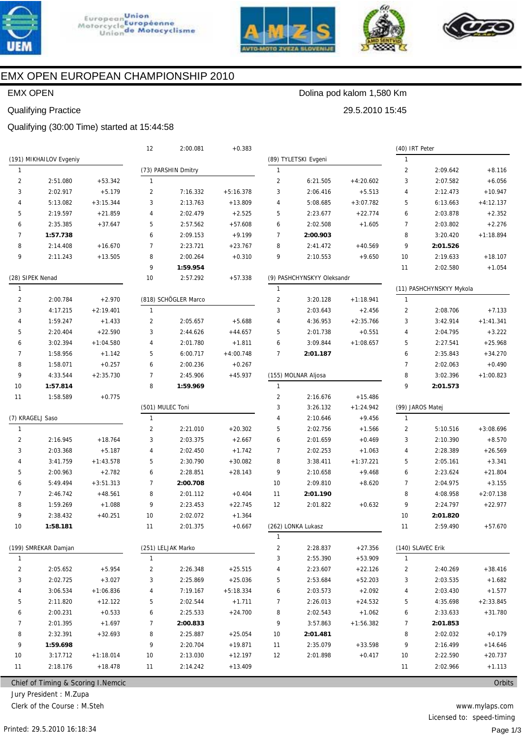# EMX OPEN EUROPEAN CHAMPIONSHIP 2010

EMX OPEN — Dolina pod kalom 1,580 Km

Qualifying Practice — 29.5.2010 15:45

Qualifying (30:00 Time) started at 15:44:58

### (191) MIKHAILOV Evgeniy

| Lap | Time | Diff |
|---|---|---|
| 1 | | |
| 2 | 2:51.080 | +53.342 |
| 3 | 2:02.917 | +5.179 |
| 4 | 5:13.082 | +3:15.344 |
| 5 | 2:19.597 | +21.859 |
| 6 | 2:35.385 | +37.647 |
| 7 | **1:57.738** | |
| 8 | 2:14.408 | +16.670 |
| 9 | 2:11.243 | +13.505 |

### (28) SIPEK Nenad

| Lap | Time | Diff |
|---|---|---|
| 1 | | |
| 2 | 2:00.784 | +2.970 |
| 3 | 4:17.215 | +2:19.401 |
| 4 | 1:59.247 | +1.433 |
| 5 | 2:20.404 | +22.590 |
| 6 | 3:02.394 | +1:04.580 |
| 7 | 1:58.956 | +1.142 |
| 8 | 1:58.071 | +0.257 |
| 9 | 4:33.544 | +2:35.730 |
| 10 | **1:57.814** | |
| 11 | 1:58.589 | +0.775 |

### (7) KRAGELJ Saso

| Lap | Time | Diff |
|---|---|---|
| 1 | | |
| 2 | 2:16.945 | +18.764 |
| 3 | 2:03.368 | +5.187 |
| 4 | 3:41.759 | +1:43.578 |
| 5 | 2:00.963 | +2.782 |
| 6 | 5:49.494 | +3:51.313 |
| 7 | 2:46.742 | +48.561 |
| 8 | 1:59.269 | +1.088 |
| 9 | 2:38.432 | +40.251 |
| 10 | **1:58.181** | |

### (199) SMREKAR Damjan

| Lap | Time | Diff |
|---|---|---|
| 1 | | |
| 2 | 2:05.652 | +5.954 |
| 3 | 2:02.725 | +3.027 |
| 4 | 3:06.534 | +1:06.836 |
| 5 | 2:11.820 | +12.122 |
| 6 | 2:00.231 | +0.533 |
| 7 | 2:01.395 | +1.697 |
| 8 | 2:32.391 | +32.693 |
| 9 | **1:59.698** | |
| 10 | 3:17.712 | +1:18.014 |
| 11 | 2:18.176 | +18.478 |
| 12 | 2:00.081 | +0.383 |

### (73) PARSHIN Dmitry

| Lap | Time | Diff |
|---|---|---|
| 1 | | |
| 2 | 7:16.332 | +5:16.378 |
| 3 | 2:13.763 | +13.809 |
| 4 | 2:02.479 | +2.525 |
| 5 | 2:57.562 | +57.608 |
| 6 | 2:09.153 | +9.199 |
| 7 | 2:23.721 | +23.767 |
| 8 | 2:00.264 | +0.310 |
| 9 | **1:59.954** | |
| 10 | 2:57.292 | +57.338 |

### (818) SCHÖGLER Marco

| Lap | Time | Diff |
|---|---|---|
| 1 | | |
| 2 | 2:05.657 | +5.688 |
| 3 | 2:44.626 | +44.657 |
| 4 | 2:01.780 | +1.811 |
| 5 | 6:00.717 | +4:00.748 |
| 6 | 2:00.236 | +0.267 |
| 7 | 2:45.906 | +45.937 |
| 8 | **1:59.969** | |

### (501) MULEC Toni

| Lap | Time | Diff |
|---|---|---|
| 1 | | |
| 2 | 2:21.010 | +20.302 |
| 3 | 2:03.375 | +2.667 |
| 4 | 2:02.450 | +1.742 |
| 5 | 2:30.790 | +30.082 |
| 6 | 2:28.851 | +28.143 |
| 7 | **2:00.708** | |
| 8 | 2:01.112 | +0.404 |
| 9 | 2:23.453 | +22.745 |
| 10 | 2:02.072 | +1.364 |
| 11 | 2:01.375 | +0.667 |

### (251) LELJAK Marko

| Lap | Time | Diff |
|---|---|---|
| 1 | | |
| 2 | 2:26.348 | +25.515 |
| 3 | 2:25.869 | +25.036 |
| 4 | 7:19.167 | +5:18.334 |
| 5 | 2:02.544 | +1.711 |
| 6 | 2:25.533 | +24.700 |
| 7 | **2:00.833** | |
| 8 | 2:25.887 | +25.054 |
| 9 | 2:20.704 | +19.871 |
| 10 | 2:13.030 | +12.197 |
| 11 | 2:14.242 | +13.409 |

### (89) TYLETSKI Evgeni

| Lap | Time | Diff |
|---|---|---|
| 1 | | |
| 2 | 6:21.505 | +4:20.602 |
| 3 | 2:06.416 | +5.513 |
| 4 | 5:08.685 | +3:07.782 |
| 5 | 2:23.677 | +22.774 |
| 6 | 2:02.508 | +1.605 |
| 7 | **2:00.903** | |
| 8 | 2:41.472 | +40.569 |
| 9 | 2:10.553 | +9.650 |

### (9) PASHCHYNSKYY Oleksandr

| Lap | Time | Diff |
|---|---|---|
| 1 | | |
| 2 | 3:20.128 | +1:18.941 |
| 3 | 2:03.643 | +2.456 |
| 4 | 4:36.953 | +2:35.766 |
| 5 | 2:01.738 | +0.551 |
| 6 | 3:09.844 | +1:08.657 |
| 7 | **2:01.187** | |

### (155) MOLNAR Aljosa

| Lap | Time | Diff |
|---|---|---|
| 1 | | |
| 2 | 2:16.676 | +15.486 |
| 3 | 3:26.132 | +1:24.942 |
| 4 | 2:10.646 | +9.456 |
| 5 | 2:02.756 | +1.566 |
| 6 | 2:01.659 | +0.469 |
| 7 | 2:02.253 | +1.063 |
| 8 | 3:38.411 | +1:37.221 |
| 9 | 2:10.658 | +9.468 |
| 10 | 2:09.810 | +8.620 |
| 11 | **2:01.190** | |
| 12 | 2:01.822 | +0.632 |

### (262) LONKA Lukasz

| Lap | Time | Diff |
|---|---|---|
| 1 | | |
| 2 | 2:28.837 | +27.356 |
| 3 | 2:55.390 | +53.909 |
| 4 | 2:23.607 | +22.126 |
| 5 | 2:53.684 | +52.203 |
| 6 | 2:03.573 | +2.092 |
| 7 | 2:26.013 | +24.532 |
| 8 | 2:02.543 | +1.062 |
| 9 | 3:57.863 | +1:56.382 |
| 10 | **2:01.481** | |
| 11 | 2:35.079 | +33.598 |
| 12 | 2:01.898 | +0.417 |

### (40) IRT Peter

| Lap | Time | Diff |
|---|---|---|
| 1 | | |
| 2 | 2:09.642 | +8.116 |
| 3 | 2:07.582 | +6.056 |
| 4 | 2:12.473 | +10.947 |
| 5 | 6:13.663 | +4:12.137 |
| 6 | 2:03.878 | +2.352 |
| 7 | 2:03.802 | +2.276 |
| 8 | 3:20.420 | +1:18.894 |
| 9 | **2:01.526** | |
| 10 | 2:19.633 | +18.107 |
| 11 | 2:02.580 | +1.054 |

### (11) PASHCHYNSKYY Mykola

| Lap | Time | Diff |
|---|---|---|
| 1 | | |
| 2 | 2:08.706 | +7.133 |
| 3 | 3:42.914 | +1:41.341 |
| 4 | 2:04.795 | +3.222 |
| 5 | 2:27.541 | +25.968 |
| 6 | 2:35.843 | +34.270 |
| 7 | 2:02.063 | +0.490 |
| 8 | 3:02.396 | +1:00.823 |
| 9 | **2:01.573** | |

### (99) JAROS Matej

| Lap | Time | Diff |
|---|---|---|
| 1 | | |
| 2 | 5:10.516 | +3:08.696 |
| 3 | 2:10.390 | +8.570 |
| 4 | 2:28.389 | +26.569 |
| 5 | 2:05.161 | +3.341 |
| 6 | 2:23.624 | +21.804 |
| 7 | 2:04.975 | +3.155 |
| 8 | 4:08.958 | +2:07.138 |
| 9 | 2:24.797 | +22.977 |
| 10 | **2:01.820** | |
| 11 | 2:59.490 | +57.670 |

### (140) SLAVEC Erik

| Lap | Time | Diff |
|---|---|---|
| 1 | | |
| 2 | 2:40.269 | +38.416 |
| 3 | 2:03.535 | +1.682 |
| 4 | 2:03.430 | +1.577 |
| 5 | 4:35.698 | +2:33.845 |
| 6 | 2:33.633 | +31.780 |
| 7 | **2:01.853** | |
| 8 | 2:02.032 | +0.179 |
| 9 | 2:16.499 | +14.646 |
| 10 | 2:22.590 | +20.737 |
| 11 | 2:02.966 | +1.113 |

Chief of Timing & Scoring I.Nemcic — Orbits

Jury President : M.Zupa

Clerk of the Course : M.Steh

www.mylaps.com

Licensed to: speed-timing

Printed: 29.5.2010 16:18:34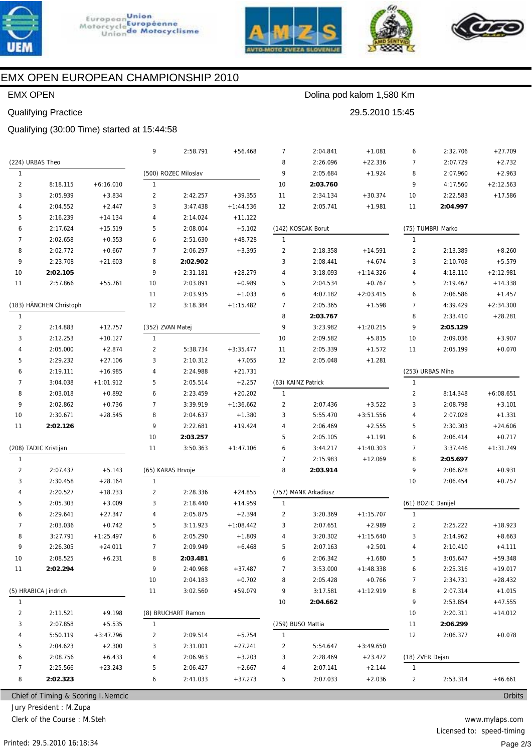# EMX OPEN EUROPEAN CHAMPIONSHIP 2010

EMX OPEN — Dolina pod kalom 1,580 Km

Qualifying Practice — 29.5.2010 15:45

Qualifying (30:00 Time) started at 15:44:58

### (224) URBAS Theo

| Lap | Time | Gap |
|---|---|---|
| 1 | | |
| 2 | 8:18.115 | +6:16.010 |
| 3 | 2:05.939 | +3.834 |
| 4 | 2:04.552 | +2.447 |
| 5 | 2:16.239 | +14.134 |
| 6 | 2:17.624 | +15.519 |
| 7 | 2:02.658 | +0.553 |
| 8 | 2:02.772 | +0.667 |
| 9 | 2:23.708 | +21.603 |
| 10 | **2:02.105** | |
| 11 | 2:57.866 | +55.761 |

### (183) HÄNCHEN Christoph

| Lap | Time | Gap |
|---|---|---|
| 1 | | |
| 2 | 2:14.883 | +12.757 |
| 3 | 2:12.253 | +10.127 |
| 4 | 2:05.000 | +2.874 |
| 5 | 2:29.232 | +27.106 |
| 6 | 2:19.111 | +16.985 |
| 7 | 3:04.038 | +1:01.912 |
| 8 | 2:03.018 | +0.892 |
| 9 | 2:02.862 | +0.736 |
| 10 | 2:30.671 | +28.545 |
| 11 | **2:02.126** | |

### (208) TADIC Kristijan

| Lap | Time | Gap |
|---|---|---|
| 1 | | |
| 2 | 2:07.437 | +5.143 |
| 3 | 2:30.458 | +28.164 |
| 4 | 2:20.527 | +18.233 |
| 5 | 2:05.303 | +3.009 |
| 6 | 2:29.641 | +27.347 |
| 7 | 2:03.036 | +0.742 |
| 8 | 3:27.791 | +1:25.497 |
| 9 | 2:26.305 | +24.011 |
| 10 | 2:08.525 | +6.231 |
| 11 | **2:02.294** | |

### (5) HRABICA Jindrich

| Lap | Time | Gap |
|---|---|---|
| 1 | | |
| 2 | 2:11.521 | +9.198 |
| 3 | 2:07.858 | +5.535 |
| 4 | 5:50.119 | +3:47.796 |
| 5 | 2:04.623 | +2.300 |
| 6 | 2:08.756 | +6.433 |
| 7 | 2:25.566 | +23.243 |
| 8 | **2:02.323** | |
| 9 | 2:58.791 | +56.468 |

### (500) ROZEC Miloslav

| Lap | Time | Gap |
|---|---|---|
| 1 | | |
| 2 | 2:42.257 | +39.355 |
| 3 | 3:47.438 | +1:44.536 |
| 4 | 2:14.024 | +11.122 |
| 5 | 2:08.004 | +5.102 |
| 6 | 2:51.630 | +48.728 |
| 7 | 2:06.297 | +3.395 |
| 8 | **2:02.902** | |
| 9 | 2:31.181 | +28.279 |
| 10 | 2:03.891 | +0.989 |
| 11 | 2:03.935 | +1.033 |
| 12 | 3:18.384 | +1:15.482 |

### (352) ZVAN Matej

| Lap | Time | Gap |
|---|---|---|
| 1 | | |
| 2 | 5:38.734 | +3:35.477 |
| 3 | 2:10.312 | +7.055 |
| 4 | 2:24.988 | +21.731 |
| 5 | 2:05.514 | +2.257 |
| 6 | 2:23.459 | +20.202 |
| 7 | 3:39.919 | +1:36.662 |
| 8 | 2:04.637 | +1.380 |
| 9 | 2:22.681 | +19.424 |
| 10 | **2:03.257** | |
| 11 | 3:50.363 | +1:47.106 |

### (65) KARAS Hrvoje

| Lap | Time | Gap |
|---|---|---|
| 1 | | |
| 2 | 2:28.336 | +24.855 |
| 3 | 2:18.440 | +14.959 |
| 4 | 2:05.875 | +2.394 |
| 5 | 3:11.923 | +1:08.442 |
| 6 | 2:05.290 | +1.809 |
| 7 | 2:09.949 | +6.468 |
| 8 | **2:03.481** | |
| 9 | 2:40.968 | +37.487 |
| 10 | 2:04.183 | +0.702 |
| 11 | 3:02.560 | +59.079 |

### (8) BRUCHART Ramon

| Lap | Time | Gap |
|---|---|---|
| 1 | | |
| 2 | 2:09.514 | +5.754 |
| 3 | 2:31.001 | +27.241 |
| 4 | 2:06.963 | +3.203 |
| 5 | 2:06.427 | +2.667 |
| 6 | 2:41.033 | +37.273 |
| 7 | 2:04.841 | +1.081 |
| 8 | 2:26.096 | +22.336 |
| 9 | 2:05.684 | +1.924 |
| 10 | **2:03.760** | |
| 11 | 2:34.134 | +30.374 |
| 12 | 2:05.741 | +1.981 |

### (142) KOSCAK Borut

| Lap | Time | Gap |
|---|---|---|
| 1 | | |
| 2 | 2:18.358 | +14.591 |
| 3 | 2:08.441 | +4.674 |
| 4 | 3:18.093 | +1:14.326 |
| 5 | 2:04.534 | +0.767 |
| 6 | 4:07.182 | +2:03.415 |
| 7 | 2:05.365 | +1.598 |
| 8 | **2:03.767** | |
| 9 | 3:23.982 | +1:20.215 |
| 10 | 2:09.582 | +5.815 |
| 11 | 2:05.339 | +1.572 |
| 12 | 2:05.048 | +1.281 |

### (63) KAINZ Patrick

| Lap | Time | Gap |
|---|---|---|
| 1 | | |
| 2 | 2:07.436 | +3.522 |
| 3 | 5:55.470 | +3:51.556 |
| 4 | 2:06.469 | +2.555 |
| 5 | 2:05.105 | +1.191 |
| 6 | 3:44.217 | +1:40.303 |
| 7 | 2:15.983 | +12.069 |
| 8 | **2:03.914** | |

### (757) MANK Arkadiusz

| Lap | Time | Gap |
|---|---|---|
| 1 | | |
| 2 | 3:20.369 | +1:15.707 |
| 3 | 2:07.651 | +2.989 |
| 4 | 3:20.302 | +1:15.640 |
| 5 | 2:07.163 | +2.501 |
| 6 | 2:06.342 | +1.680 |
| 7 | 3:53.000 | +1:48.338 |
| 8 | 2:05.428 | +0.766 |
| 9 | 3:17.581 | +1:12.919 |
| 10 | **2:04.662** | |

### (259) BUSO Mattia

| Lap | Time | Gap |
|---|---|---|
| 1 | | |
| 2 | 5:54.647 | +3:49.650 |
| 3 | 2:28.469 | +23.472 |
| 4 | 2:07.141 | +2.144 |
| 5 | 2:07.033 | +2.036 |
| 6 | 2:32.706 | +27.709 |
| 7 | 2:07.729 | +2.732 |
| 8 | 2:07.960 | +2.963 |
| 9 | 4:17.560 | +2:12.563 |
| 10 | 2:22.583 | +17.586 |
| 11 | **2:04.997** | |

### (75) TUMBRI Marko

| Lap | Time | Gap |
|---|---|---|
| 1 | | |
| 2 | 2:13.389 | +8.260 |
| 3 | 2:10.708 | +5.579 |
| 4 | 4:18.110 | +2:12.981 |
| 5 | 2:19.467 | +14.338 |
| 6 | 2:06.586 | +1.457 |
| 7 | 4:39.429 | +2:34.300 |
| 8 | 2:33.410 | +28.281 |
| 9 | **2:05.129** | |
| 10 | 2:09.036 | +3.907 |
| 11 | 2:05.199 | +0.070 |

### (253) URBAS Miha

| Lap | Time | Gap |
|---|---|---|
| 1 | | |
| 2 | 8:14.348 | +6:08.651 |
| 3 | 2:08.798 | +3.101 |
| 4 | 2:07.028 | +1.331 |
| 5 | 2:30.303 | +24.606 |
| 6 | 2:06.414 | +0.717 |
| 7 | 3:37.446 | +1:31.749 |
| 8 | **2:05.697** | |
| 9 | 2:06.628 | +0.931 |
| 10 | 2:06.454 | +0.757 |

### (61) BOZIC Danijel

| Lap | Time | Gap |
|---|---|---|
| 1 | | |
| 2 | 2:25.222 | +18.923 |
| 3 | 2:14.962 | +8.663 |
| 4 | 2:10.410 | +4.111 |
| 5 | 3:05.647 | +59.348 |
| 6 | 2:25.316 | +19.017 |
| 7 | 2:34.731 | +28.432 |
| 8 | 2:07.314 | +1.015 |
| 9 | 2:53.854 | +47.555 |
| 10 | 2:20.311 | +14.012 |
| 11 | **2:06.299** | |
| 12 | 2:06.377 | +0.078 |

### (18) ZVER Dejan

| Lap | Time | Gap |
|---|---|---|
| 1 | | |
| 2 | 2:53.314 | +46.661 |

Chief of Timing & Scoring I.Nemcic — Orbits

Jury President : M.Zupa

Clerk of the Course : M.Steh

www.mylaps.com

Licensed to: speed-timing

Printed: 29.5.2010 16:18:34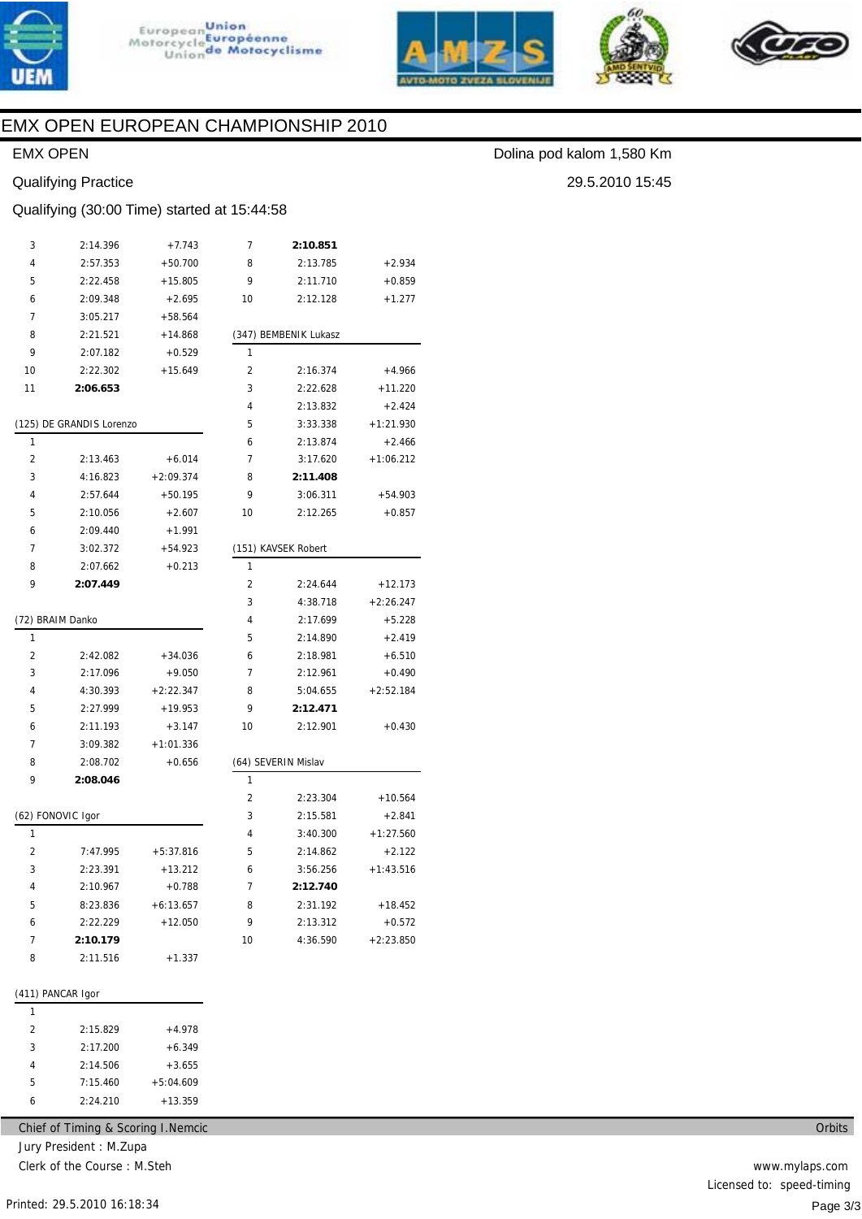# EMX OPEN EUROPEAN CHAMPIONSHIP 2010

EMX OPEN

Dolina pod kalom 1,580 Km

Qualifying Practice

29.5.2010 15:45

Qualifying (30:00 Time) started at 15:44:58

| | | |
|---|---|---|
| 3 | 2:14.396 | +7.743 |
| 4 | 2:57.353 | +50.700 |
| 5 | 2:22.458 | +15.805 |
| 6 | 2:09.348 | +2.695 |
| 7 | 3:05.217 | +58.564 |
| 8 | 2:21.521 | +14.868 |
| 9 | 2:07.182 | +0.529 |
| 10 | 2:22.302 | +15.649 |
| 11 | **2:06.653** | |

(125) DE GRANDIS Lorenzo

| | | |
|---|---|---|
| 1 | | |
| 2 | 2:13.463 | +6.014 |
| 3 | 4:16.823 | +2:09.374 |
| 4 | 2:57.644 | +50.195 |
| 5 | 2:10.056 | +2.607 |
| 6 | 2:09.440 | +1.991 |
| 7 | 3:02.372 | +54.923 |
| 8 | 2:07.662 | +0.213 |
| 9 | **2:07.449** | |

(72) BRAIM Danko

| | | |
|---|---|---|
| 1 | | |
| 2 | 2:42.082 | +34.036 |
| 3 | 2:17.096 | +9.050 |
| 4 | 4:30.393 | +2:22.347 |
| 5 | 2:27.999 | +19.953 |
| 6 | 2:11.193 | +3.147 |
| 7 | 3:09.382 | +1:01.336 |
| 8 | 2:08.702 | +0.656 |
| 9 | **2:08.046** | |

(62) FONOVIC Igor

| | | |
|---|---|---|
| 1 | | |
| 2 | 7:47.995 | +5:37.816 |
| 3 | 2:23.391 | +13.212 |
| 4 | 2:10.967 | +0.788 |
| 5 | 8:23.836 | +6:13.657 |
| 6 | 2:22.229 | +12.050 |
| 7 | **2:10.179** | |
| 8 | 2:11.516 | +1.337 |

(411) PANCAR Igor

| | | |
|---|---|---|
| 1 | | |
| 2 | 2:15.829 | +4.978 |
| 3 | 2:17.200 | +6.349 |
| 4 | 2:14.506 | +3.655 |
| 5 | 7:15.460 | +5:04.609 |
| 6 | 2:24.210 | +13.359 |
| 7 | **2:10.851** | |
| 8 | 2:13.785 | +2.934 |
| 9 | 2:11.710 | +0.859 |
| 10 | 2:12.128 | +1.277 |

(347) BEMBENIK Lukasz

| | | |
|---|---|---|
| 1 | | |
| 2 | 2:16.374 | +4.966 |
| 3 | 2:22.628 | +11.220 |
| 4 | 2:13.832 | +2.424 |
| 5 | 3:33.338 | +1:21.930 |
| 6 | 2:13.874 | +2.466 |
| 7 | 3:17.620 | +1:06.212 |
| 8 | **2:11.408** | |
| 9 | 3:06.311 | +54.903 |
| 10 | 2:12.265 | +0.857 |

(151) KAVSEK Robert

| | | |
|---|---|---|
| 1 | | |
| 2 | 2:24.644 | +12.173 |
| 3 | 4:38.718 | +2:26.247 |
| 4 | 2:17.699 | +5.228 |
| 5 | 2:14.890 | +2.419 |
| 6 | 2:18.981 | +6.510 |
| 7 | 2:12.961 | +0.490 |
| 8 | 5:04.655 | +2:52.184 |
| 9 | **2:12.471** | |
| 10 | 2:12.901 | +0.430 |

(64) SEVERIN Mislav

| | | |
|---|---|---|
| 1 | | |
| 2 | 2:23.304 | +10.564 |
| 3 | 2:15.581 | +2.841 |
| 4 | 3:40.300 | +1:27.560 |
| 5 | 2:14.862 | +2.122 |
| 6 | 3:56.256 | +1:43.516 |
| 7 | **2:12.740** | |
| 8 | 2:31.192 | +18.452 |
| 9 | 2:13.312 | +0.572 |
| 10 | 4:36.590 | +2:23.850 |

Chief of Timing & Scoring I.Nemcic

Jury President : M.Zupa

Clerk of the Course : M.Steh

Orbits

www.mylaps.com

Licensed to: speed-timing

Printed: 29.5.2010 16:18:34